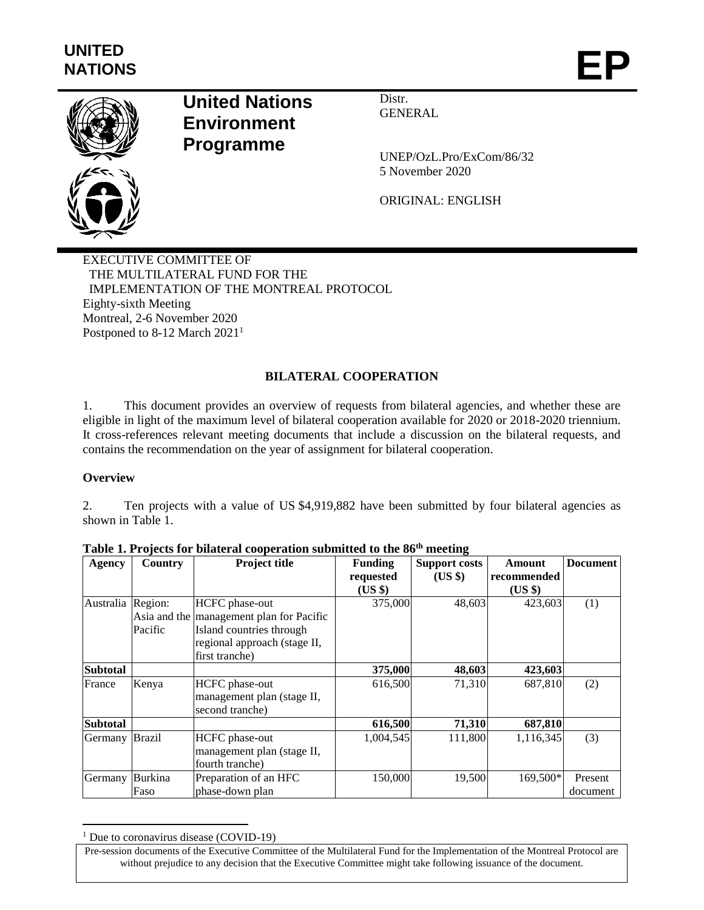UNITED NATIONS

# EP

## United Nations Environment Programme

Distr.
GENERAL

UNEP/OzL.Pro/ExCom/86/32
5 November 2020

ORIGINAL: ENGLISH

EXECUTIVE COMMITTEE OF
THE MULTILATERAL FUND FOR THE
IMPLEMENTATION OF THE MONTREAL PROTOCOL
Eighty-sixth Meeting
Montreal, 2-6 November 2020
Postponed to 8-12 March 2021[1]

### BILATERAL COOPERATION

1. This document provides an overview of requests from bilateral agencies, and whether these are eligible in light of the maximum level of bilateral cooperation available for 2020 or 2018-2020 triennium. It cross-references relevant meeting documents that include a discussion on the bilateral requests, and contains the recommendation on the year of assignment for bilateral cooperation.

**Overview**

2. Ten projects with a value of US $4,919,882 have been submitted by four bilateral agencies as shown in Table 1.

**Table 1. Projects for bilateral cooperation submitted to the 86th meeting**

| Agency | Country | Project title | Funding requested (US $) | Support costs (US $) | Amount recommended (US $) | Document |
|---|---|---|---|---|---|---|
| Australia | Region: Asia and the Pacific | HCFC phase-out management plan for Pacific Island countries through regional approach (stage II, first tranche) | 375,000 | 48,603 | 423,603 | (1) |
| **Subtotal** | | | **375,000** | **48,603** | **423,603** | |
| France | Kenya | HCFC phase-out management plan (stage II, second tranche) | 616,500 | 71,310 | 687,810 | (2) |
| **Subtotal** | | | **616,500** | **71,310** | **687,810** | |
| Germany | Brazil | HCFC phase-out management plan (stage II, fourth tranche) | 1,004,545 | 111,800 | 1,116,345 | (3) |
| Germany | Burkina Faso | Preparation of an HFC phase-down plan | 150,000 | 19,500 | 169,500* | Present document |

[1] Due to coronavirus disease (COVID-19)

Pre-session documents of the Executive Committee of the Multilateral Fund for the Implementation of the Montreal Protocol are without prejudice to any decision that the Executive Committee might take following issuance of the document.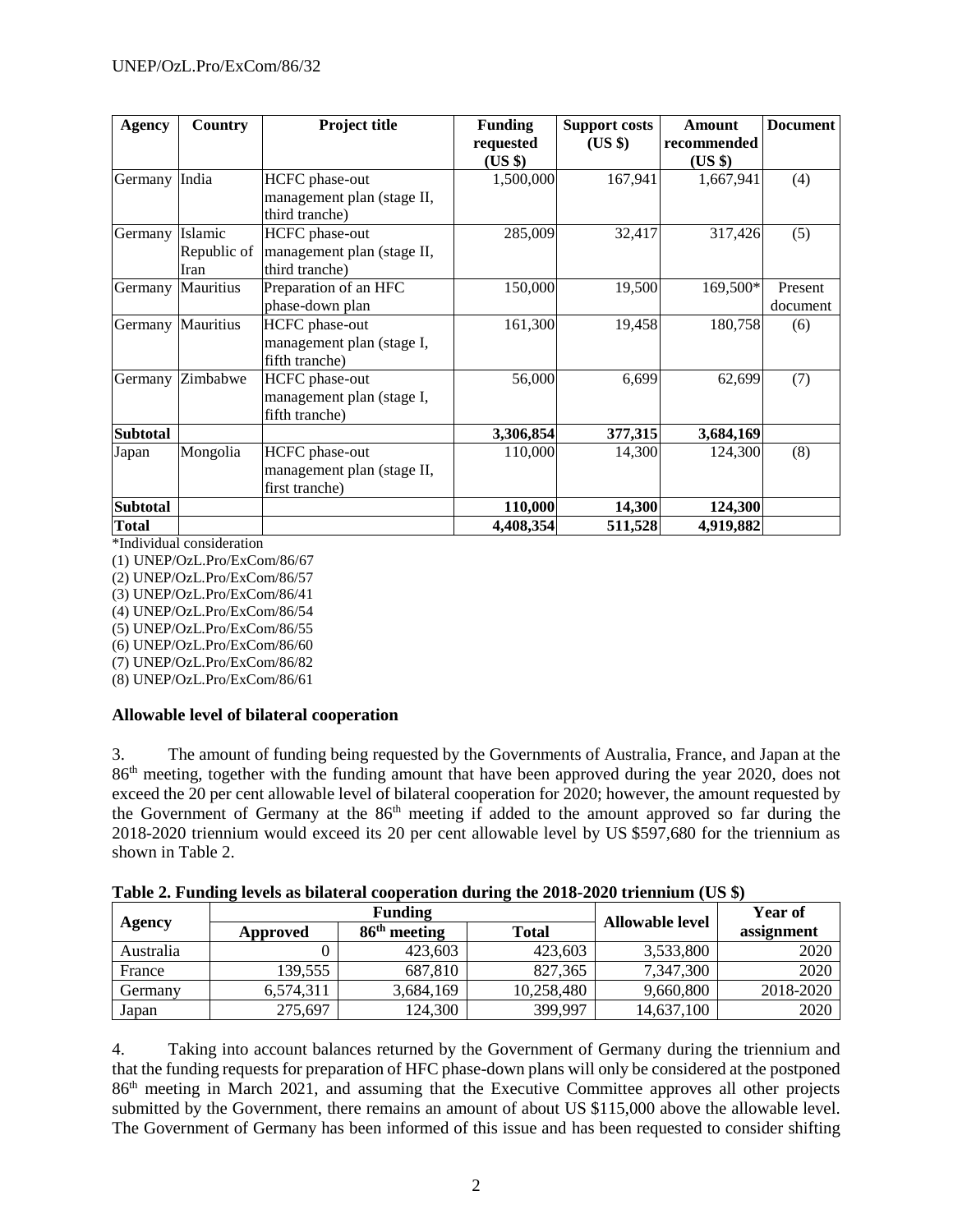| Agency | Country | Project title | Funding requested (US $) | Support costs (US $) | Amount recommended (US $) | Document |
|---|---|---|---|---|---|---|
| Germany | India | HCFC phase-out management plan (stage II, third tranche) | 1,500,000 | 167,941 | 1,667,941 | (4) |
| Germany | Islamic Republic of Iran | HCFC phase-out management plan (stage II, third tranche) | 285,009 | 32,417 | 317,426 | (5) |
| Germany | Mauritius | Preparation of an HFC phase-down plan | 150,000 | 19,500 | 169,500* | Present document |
| Germany | Mauritius | HCFC phase-out management plan (stage I, fifth tranche) | 161,300 | 19,458 | 180,758 | (6) |
| Germany | Zimbabwe | HCFC phase-out management plan (stage I, fifth tranche) | 56,000 | 6,699 | 62,699 | (7) |
| **Subtotal** | | | **3,306,854** | **377,315** | **3,684,169** | |
| Japan | Mongolia | HCFC phase-out management plan (stage II, first tranche) | 110,000 | 14,300 | 124,300 | (8) |
| **Subtotal** | | | **110,000** | **14,300** | **124,300** | |
| **Total** | | | **4,408,354** | **511,528** | **4,919,882** | |

*Individual consideration
(1) UNEP/OzL.Pro/ExCom/86/67
(2) UNEP/OzL.Pro/ExCom/86/57
(3) UNEP/OzL.Pro/ExCom/86/41
(4) UNEP/OzL.Pro/ExCom/86/54
(5) UNEP/OzL.Pro/ExCom/86/55
(6) UNEP/OzL.Pro/ExCom/86/60
(7) UNEP/OzL.Pro/ExCom/86/82
(8) UNEP/OzL.Pro/ExCom/86/61

**Allowable level of bilateral cooperation**

3. The amount of funding being requested by the Governments of Australia, France, and Japan at the 86th meeting, together with the funding amount that have been approved during the year 2020, does not exceed the 20 per cent allowable level of bilateral cooperation for 2020; however, the amount requested by the Government of Germany at the 86th meeting if added to the amount approved so far during the 2018-2020 triennium would exceed its 20 per cent allowable level by US $597,680 for the triennium as shown in Table 2.

**Table 2. Funding levels as bilateral cooperation during the 2018-2020 triennium (US $)**

| Agency | Funding | | | Allowable level | Year of assignment |
|---|---|---|---|---|---|
| | Approved | 86th meeting | Total | | |
| Australia | 0 | 423,603 | 423,603 | 3,533,800 | 2020 |
| France | 139,555 | 687,810 | 827,365 | 7,347,300 | 2020 |
| Germany | 6,574,311 | 3,684,169 | 10,258,480 | 9,660,800 | 2018-2020 |
| Japan | 275,697 | 124,300 | 399,997 | 14,637,100 | 2020 |

4. Taking into account balances returned by the Government of Germany during the triennium and that the funding requests for preparation of HFC phase-down plans will only be considered at the postponed 86th meeting in March 2021, and assuming that the Executive Committee approves all other projects submitted by the Government, there remains an amount of about US $115,000 above the allowable level. The Government of Germany has been informed of this issue and has been requested to consider shifting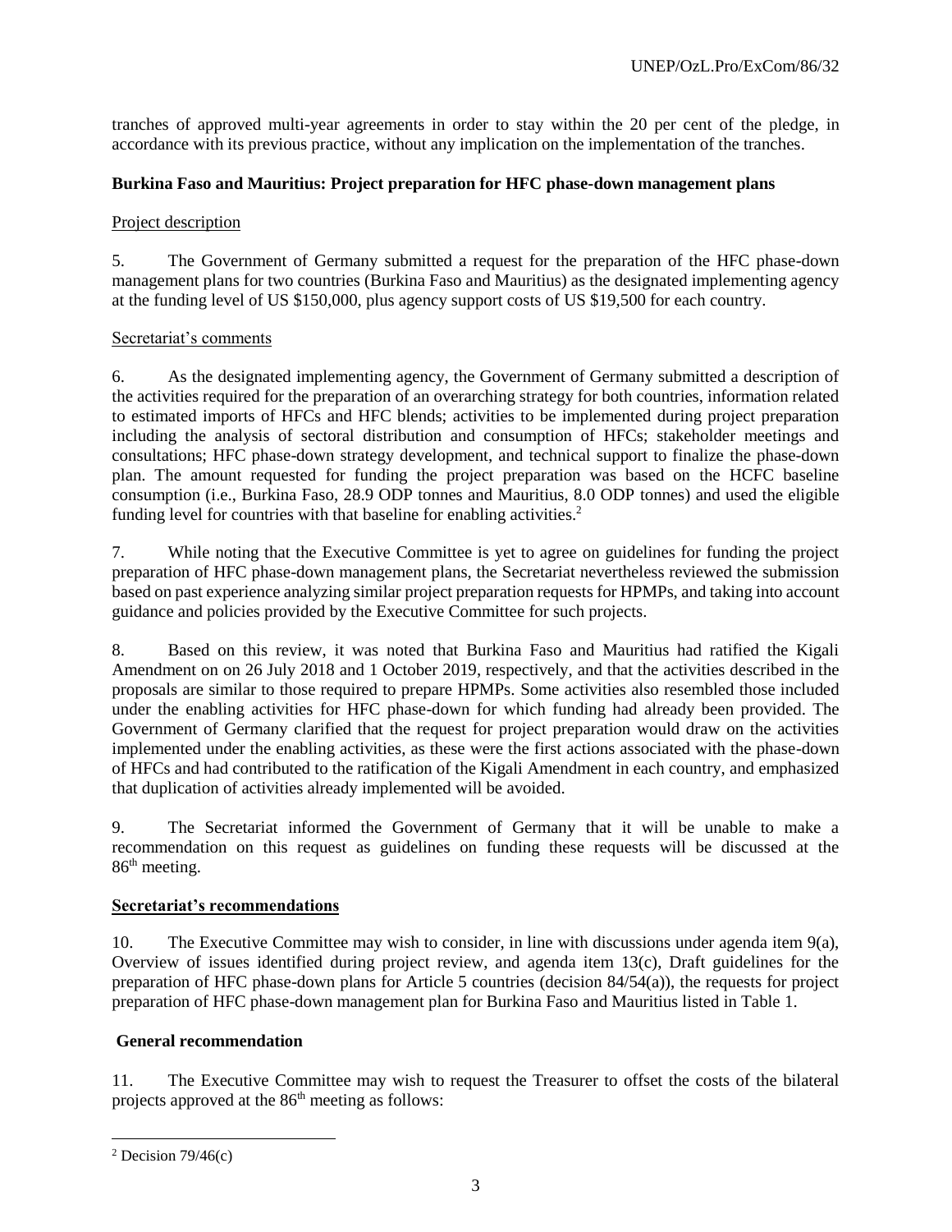tranches of approved multi-year agreements in order to stay within the 20 per cent of the pledge, in accordance with its previous practice, without any implication on the implementation of the tranches.

**Burkina Faso and Mauritius: Project preparation for HFC phase-down management plans**

Project description

5. The Government of Germany submitted a request for the preparation of the HFC phase-down management plans for two countries (Burkina Faso and Mauritius) as the designated implementing agency at the funding level of US $150,000, plus agency support costs of US $19,500 for each country.

Secretariat's comments

6. As the designated implementing agency, the Government of Germany submitted a description of the activities required for the preparation of an overarching strategy for both countries, information related to estimated imports of HFCs and HFC blends; activities to be implemented during project preparation including the analysis of sectoral distribution and consumption of HFCs; stakeholder meetings and consultations; HFC phase-down strategy development, and technical support to finalize the phase-down plan. The amount requested for funding the project preparation was based on the HCFC baseline consumption (i.e., Burkina Faso, 28.9 ODP tonnes and Mauritius, 8.0 ODP tonnes) and used the eligible funding level for countries with that baseline for enabling activities.[2]

7. While noting that the Executive Committee is yet to agree on guidelines for funding the project preparation of HFC phase-down management plans, the Secretariat nevertheless reviewed the submission based on past experience analyzing similar project preparation requests for HPMPs, and taking into account guidance and policies provided by the Executive Committee for such projects.

8. Based on this review, it was noted that Burkina Faso and Mauritius had ratified the Kigali Amendment on on 26 July 2018 and 1 October 2019, respectively, and that the activities described in the proposals are similar to those required to prepare HPMPs. Some activities also resembled those included under the enabling activities for HFC phase-down for which funding had already been provided. The Government of Germany clarified that the request for project preparation would draw on the activities implemented under the enabling activities, as these were the first actions associated with the phase-down of HFCs and had contributed to the ratification of the Kigali Amendment in each country, and emphasized that duplication of activities already implemented will be avoided.

9. The Secretariat informed the Government of Germany that it will be unable to make a recommendation on this request as guidelines on funding these requests will be discussed at the 86th meeting.

**Secretariat's recommendations**

10. The Executive Committee may wish to consider, in line with discussions under agenda item 9(a), Overview of issues identified during project review, and agenda item 13(c), Draft guidelines for the preparation of HFC phase-down plans for Article 5 countries (decision 84/54(a)), the requests for project preparation of HFC phase-down management plan for Burkina Faso and Mauritius listed in Table 1.

**General recommendation**

11. The Executive Committee may wish to request the Treasurer to offset the costs of the bilateral projects approved at the 86th meeting as follows:

---

[2] Decision 79/46(c)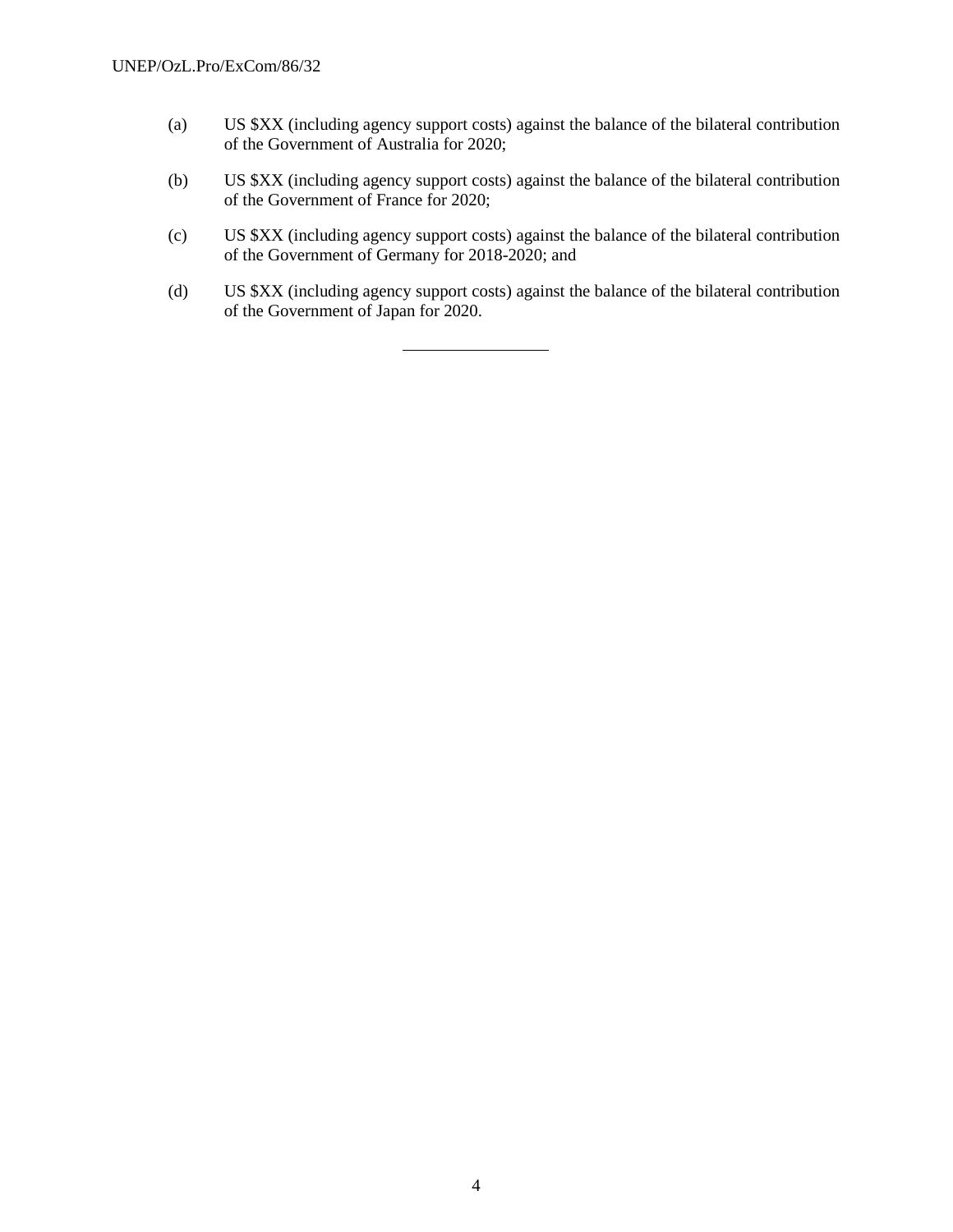(a) US $XX (including agency support costs) against the balance of the bilateral contribution of the Government of Australia for 2020;

(b) US $XX (including agency support costs) against the balance of the bilateral contribution of the Government of France for 2020;

(c) US $XX (including agency support costs) against the balance of the bilateral contribution of the Government of Germany for 2018-2020; and

(d) US $XX (including agency support costs) against the balance of the bilateral contribution of the Government of Japan for 2020.